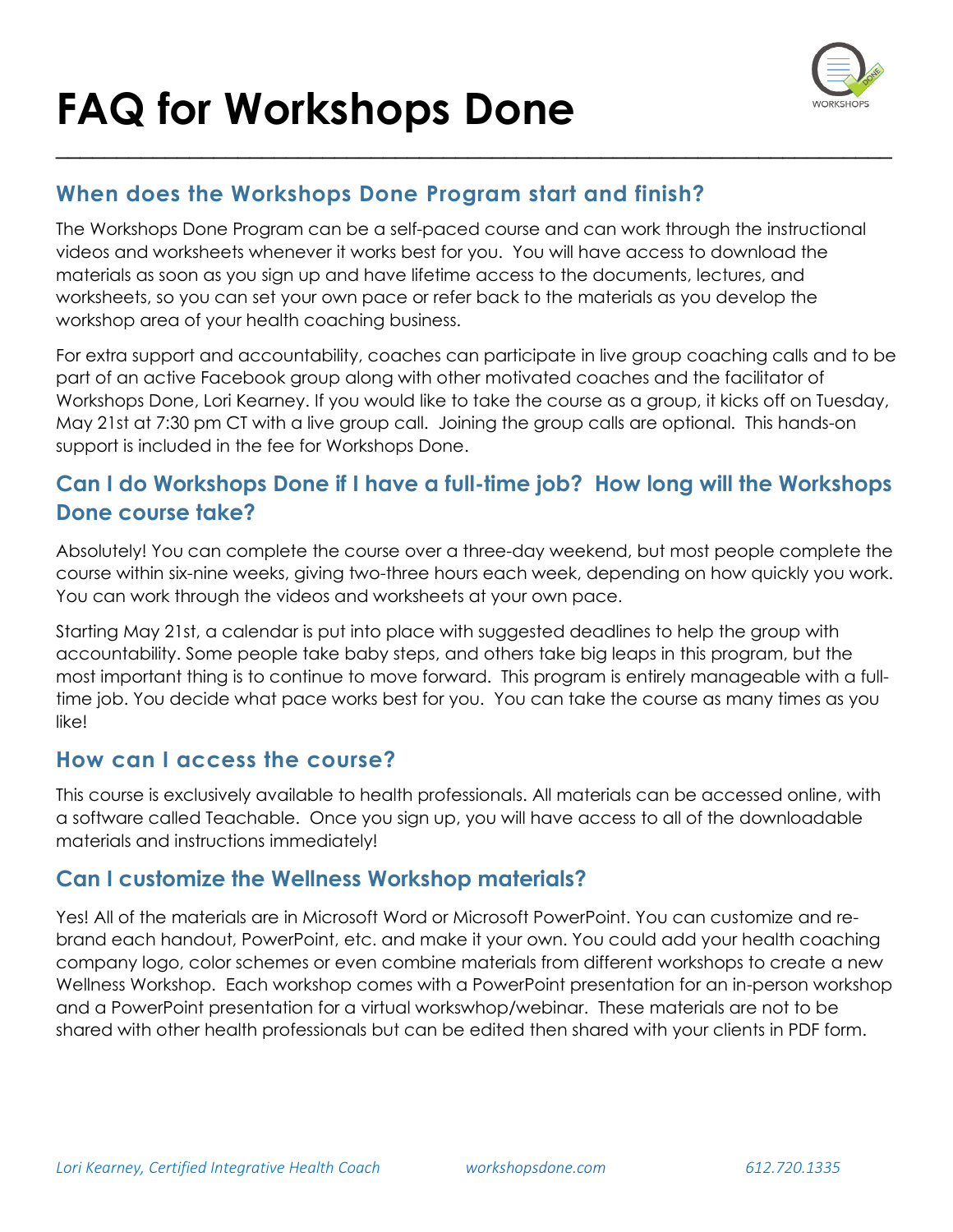# FAQ for Workshops Done

## When does the Workshops Done Program start and finish?

The Workshops Done Program can be a self-paced course and can work through the instructional videos and worksheets whenever it works best for you. You will have access to download the materials as soon as you sign up and have lifetime access to the documents, lectures, and worksheets, so you can set your own pace or refer back to the materials as you develop the workshop area of your health coaching business.

For extra support and accountability, coaches can participate in live group coaching calls and to be part of an active Facebook group along with other motivated coaches and the facilitator of Workshops Done, Lori Kearney. If you would like to take the course as a group, it kicks off on Tuesday, May 21st at 7:30 pm CT with a live group call. Joining the group calls are optional. This hands-on support is included in the fee for Workshops Done.

## Can I do Workshops Done if I have a full-time job? How long will the Workshops Done course take?

Absolutely! You can complete the course over a three-day weekend, but most people complete the course within six-nine weeks, giving two-three hours each week, depending on how quickly you work. You can work through the videos and worksheets at your own pace.

Starting May 21st, a calendar is put into place with suggested deadlines to help the group with accountability. Some people take baby steps, and others take big leaps in this program, but the most important thing is to continue to move forward. This program is entirely manageable with a full-time job. You decide what pace works best for you. You can take the course as many times as you like!

## How can I access the course?

This course is exclusively available to health professionals. All materials can be accessed online, with a software called Teachable. Once you sign up, you will have access to all of the downloadable materials and instructions immediately!

## Can I customize the Wellness Workshop materials?

Yes! All of the materials are in Microsoft Word or Microsoft PowerPoint. You can customize and re-brand each handout, PowerPoint, etc. and make it your own. You could add your health coaching company logo, color schemes or even combine materials from different workshops to create a new Wellness Workshop. Each workshop comes with a PowerPoint presentation for an in-person workshop and a PowerPoint presentation for a virtual workswhop/webinar. These materials are not to be shared with other health professionals but can be edited then shared with your clients in PDF form.

*Lori Kearney, Certified Integrative Health Coach* *workshopsdone.com* *612.720.1335*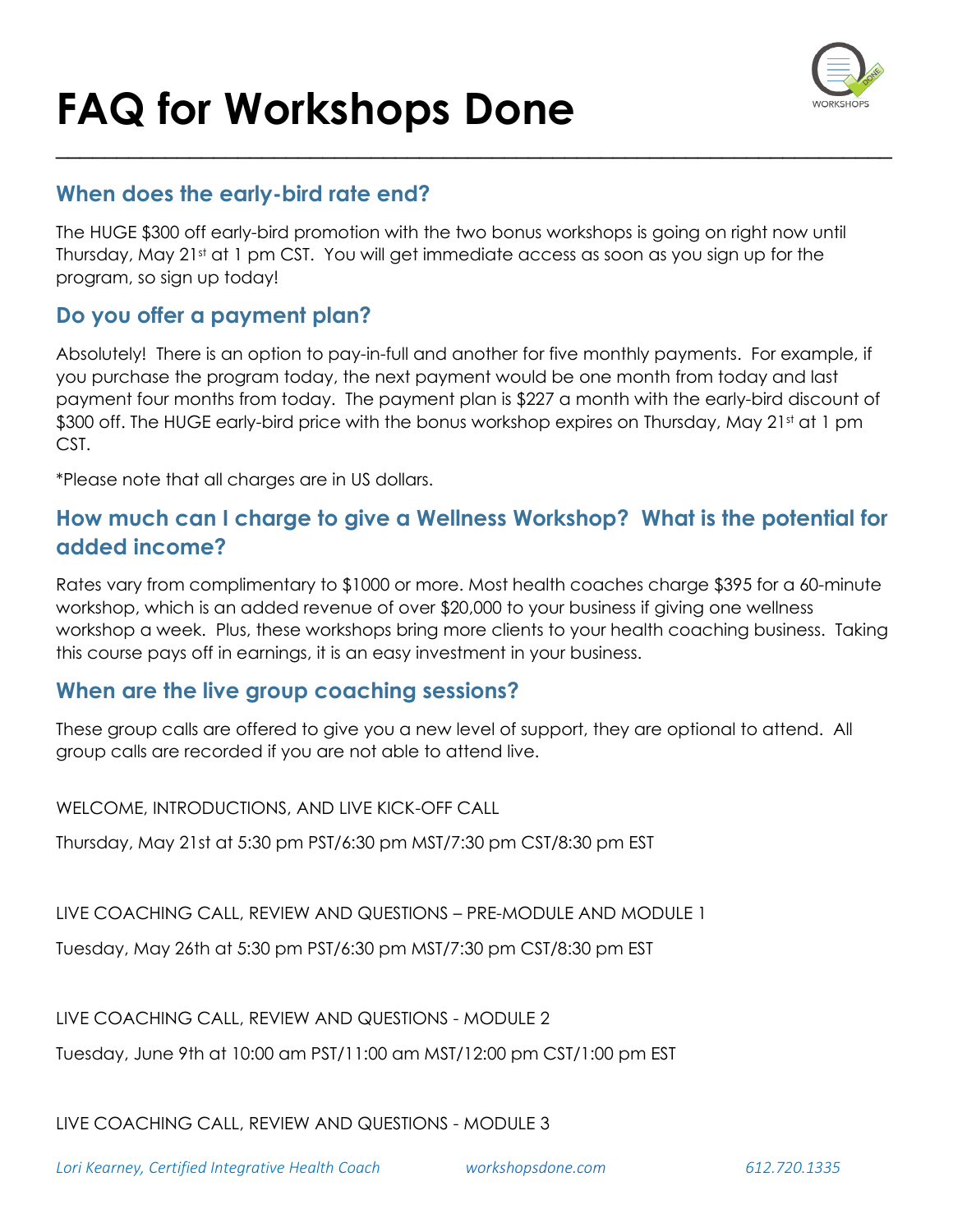# FAQ for Workshops Done

## When does the early-bird rate end?

The HUGE $300 off early-bird promotion with the two bonus workshops is going on right now until Thursday, May 21st at 1 pm CST. You will get immediate access as soon as you sign up for the program, so sign up today!

## Do you offer a payment plan?

Absolutely! There is an option to pay-in-full and another for five monthly payments. For example, if you purchase the program today, the next payment would be one month from today and last payment four months from today. The payment plan is $227 a month with the early-bird discount of $300 off. The HUGE early-bird price with the bonus workshop expires on Thursday, May 21st at 1 pm CST.

*Please note that all charges are in US dollars.

## How much can I charge to give a Wellness Workshop? What is the potential for added income?

Rates vary from complimentary to $1000 or more. Most health coaches charge $395 for a 60-minute workshop, which is an added revenue of over $20,000 to your business if giving one wellness workshop a week. Plus, these workshops bring more clients to your health coaching business. Taking this course pays off in earnings, it is an easy investment in your business.

## When are the live group coaching sessions?

These group calls are offered to give you a new level of support, they are optional to attend. All group calls are recorded if you are not able to attend live.

WELCOME, INTRODUCTIONS, AND LIVE KICK-OFF CALL

Thursday, May 21st at 5:30 pm PST/6:30 pm MST/7:30 pm CST/8:30 pm EST

LIVE COACHING CALL, REVIEW AND QUESTIONS – PRE-MODULE AND MODULE 1

Tuesday, May 26th at 5:30 pm PST/6:30 pm MST/7:30 pm CST/8:30 pm EST

LIVE COACHING CALL, REVIEW AND QUESTIONS - MODULE 2

Tuesday, June 9th at 10:00 am PST/11:00 am MST/12:00 pm CST/1:00 pm EST

LIVE COACHING CALL, REVIEW AND QUESTIONS - MODULE 3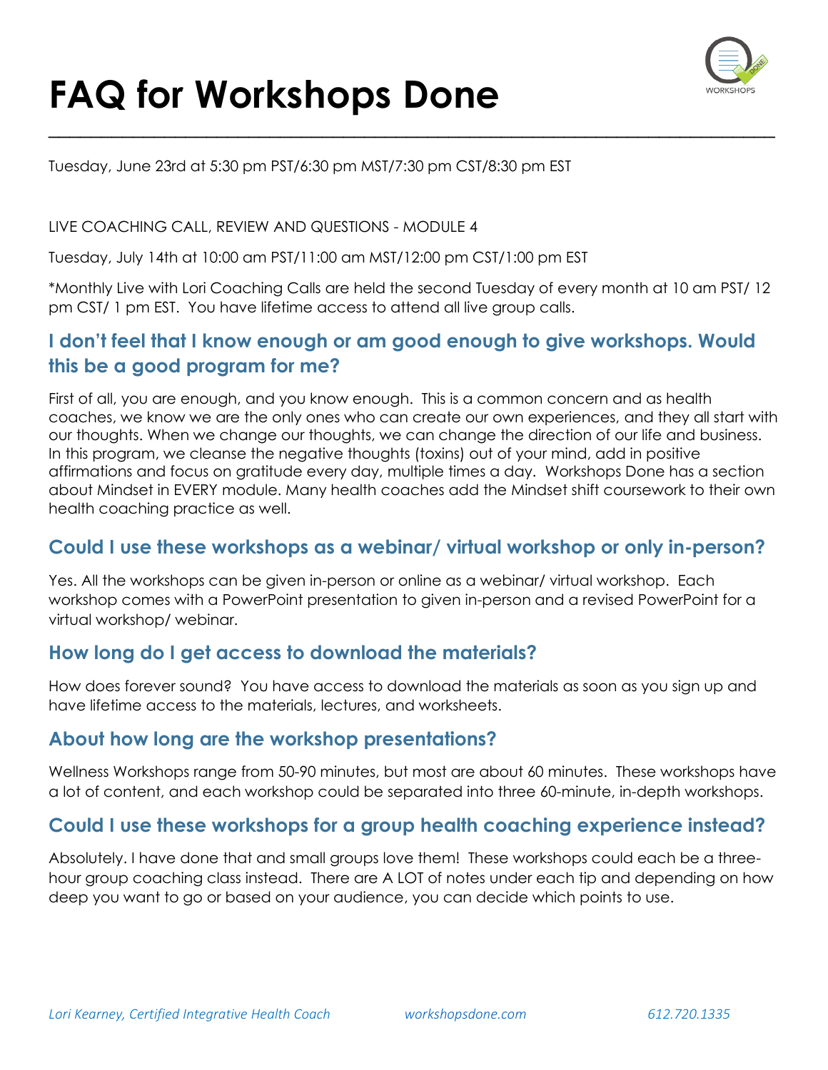# FAQ for Workshops Done

Tuesday, June 23rd at 5:30 pm PST/6:30 pm MST/7:30 pm CST/8:30 pm EST

LIVE COACHING CALL, REVIEW AND QUESTIONS - MODULE 4

Tuesday, July 14th at 10:00 am PST/11:00 am MST/12:00 pm CST/1:00 pm EST

*Monthly Live with Lori Coaching Calls are held the second Tuesday of every month at 10 am PST/ 12 pm CST/ 1 pm EST. You have lifetime access to attend all live group calls.

## I don't feel that I know enough or am good enough to give workshops. Would this be a good program for me?

First of all, you are enough, and you know enough. This is a common concern and as health coaches, we know we are the only ones who can create our own experiences, and they all start with our thoughts. When we change our thoughts, we can change the direction of our life and business. In this program, we cleanse the negative thoughts (toxins) out of your mind, add in positive affirmations and focus on gratitude every day, multiple times a day. Workshops Done has a section about Mindset in EVERY module. Many health coaches add the Mindset shift coursework to their own health coaching practice as well.

## Could I use these workshops as a webinar/ virtual workshop or only in-person?

Yes. All the workshops can be given in-person or online as a webinar/ virtual workshop. Each workshop comes with a PowerPoint presentation to given in-person and a revised PowerPoint for a virtual workshop/ webinar.

## How long do I get access to download the materials?

How does forever sound? You have access to download the materials as soon as you sign up and have lifetime access to the materials, lectures, and worksheets.

## About how long are the workshop presentations?

Wellness Workshops range from 50-90 minutes, but most are about 60 minutes. These workshops have a lot of content, and each workshop could be separated into three 60-minute, in-depth workshops.

## Could I use these workshops for a group health coaching experience instead?

Absolutely. I have done that and small groups love them! These workshops could each be a three-hour group coaching class instead. There are A LOT of notes under each tip and depending on how deep you want to go or based on your audience, you can decide which points to use.

*Lori Kearney, Certified Integrative Health Coach* *workshopsdone.com* *612.720.1335*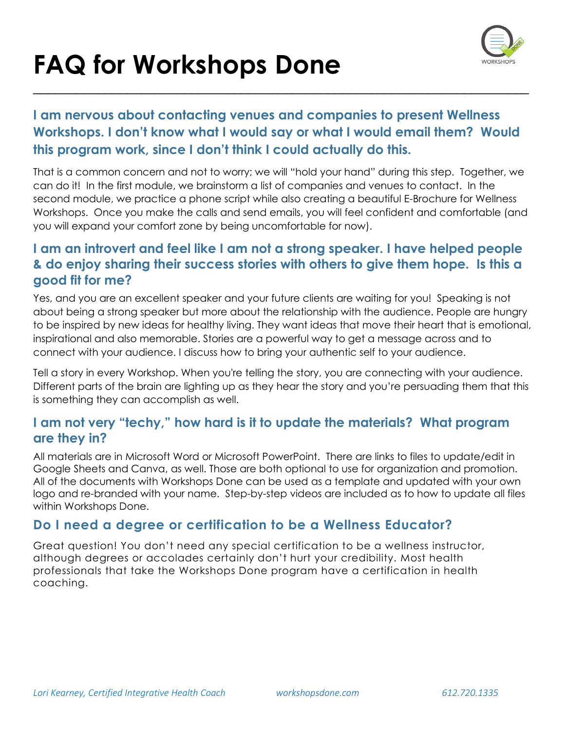# FAQ for Workshops Done

## I am nervous about contacting venues and companies to present Wellness Workshops. I don't know what I would say or what I would email them? Would this program work, since I don't think I could actually do this.

That is a common concern and not to worry; we will "hold your hand" during this step. Together, we can do it! In the first module, we brainstorm a list of companies and venues to contact. In the second module, we practice a phone script while also creating a beautiful E-Brochure for Wellness Workshops. Once you make the calls and send emails, you will feel confident and comfortable (and you will expand your comfort zone by being uncomfortable for now).

## I am an introvert and feel like I am not a strong speaker. I have helped people & do enjoy sharing their success stories with others to give them hope. Is this a good fit for me?

Yes, and you are an excellent speaker and your future clients are waiting for you! Speaking is not about being a strong speaker but more about the relationship with the audience. People are hungry to be inspired by new ideas for healthy living. They want ideas that move their heart that is emotional, inspirational and also memorable. Stories are a powerful way to get a message across and to connect with your audience. I discuss how to bring your authentic self to your audience.

Tell a story in every Workshop. When you're telling the story, you are connecting with your audience. Different parts of the brain are lighting up as they hear the story and you're persuading them that this is something they can accomplish as well.

## I am not very "techy," how hard is it to update the materials? What program are they in?

All materials are in Microsoft Word or Microsoft PowerPoint. There are links to files to update/edit in Google Sheets and Canva, as well. Those are both optional to use for organization and promotion. All of the documents with Workshops Done can be used as a template and updated with your own logo and re-branded with your name. Step-by-step videos are included as to how to update all files within Workshops Done.

## Do I need a degree or certification to be a Wellness Educator?

Great question! You don't need any special certification to be a wellness instructor, although degrees or accolades certainly don't hurt your credibility. Most health professionals that take the Workshops Done program have a certification in health coaching.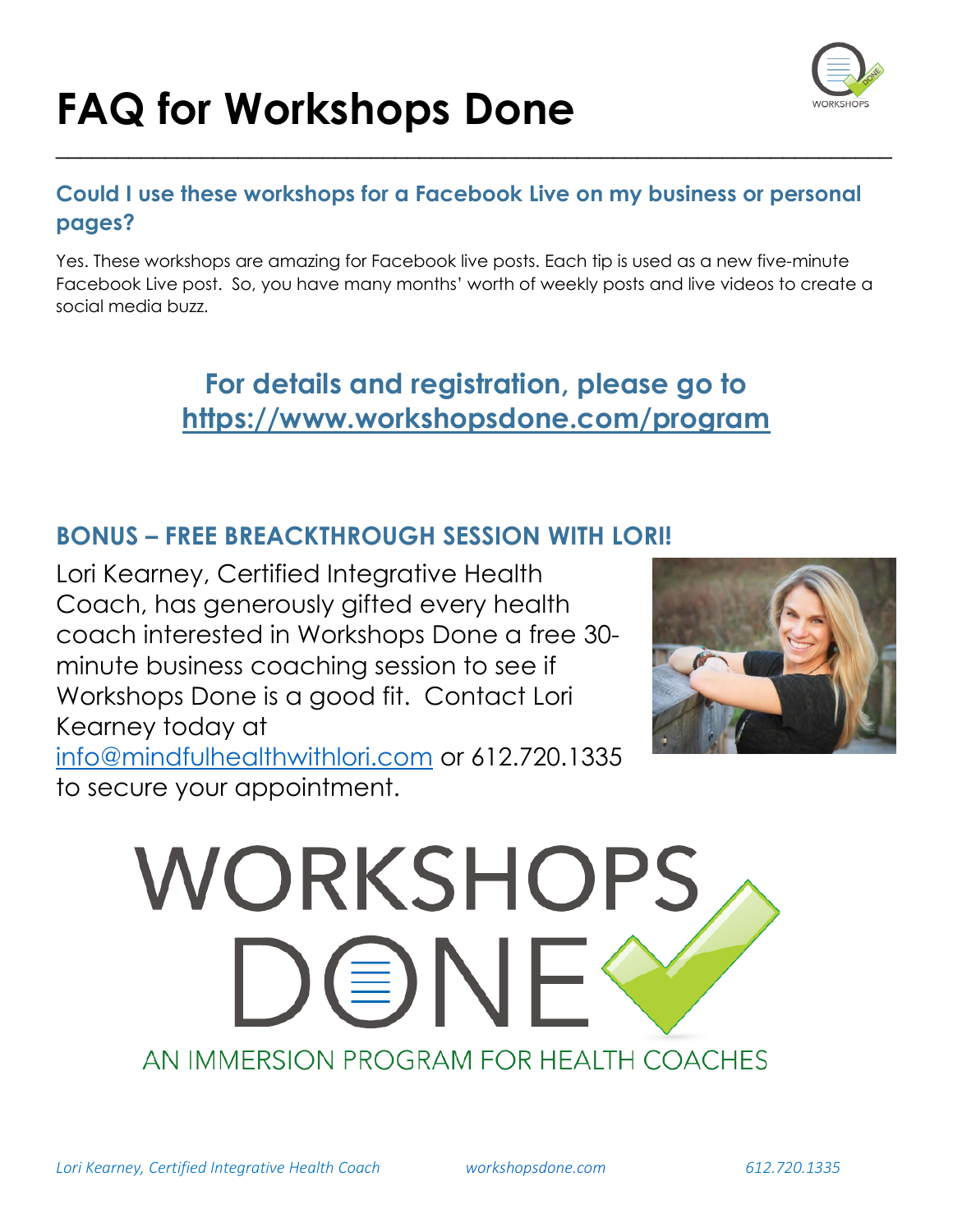# FAQ for Workshops Done

### Could I use these workshops for a Facebook Live on my business or personal pages?

Yes. These workshops are amazing for Facebook live posts. Each tip is used as a new five-minute Facebook Live post. So, you have many months' worth of weekly posts and live videos to create a social media buzz.

## For details and registration, please go to https://www.workshopsdone.com/program

### BONUS – FREE BREACKTHROUGH SESSION WITH LORI!

Lori Kearney, Certified Integrative Health Coach, has generously gifted every health coach interested in Workshops Done a free 30-minute business coaching session to see if Workshops Done is a good fit. Contact Lori Kearney today at info@mindfulhealthwithlori.com or 612.720.1335 to secure your appointment.

WORKSHOPS DONE

AN IMMERSION PROGRAM FOR HEALTH COACHES